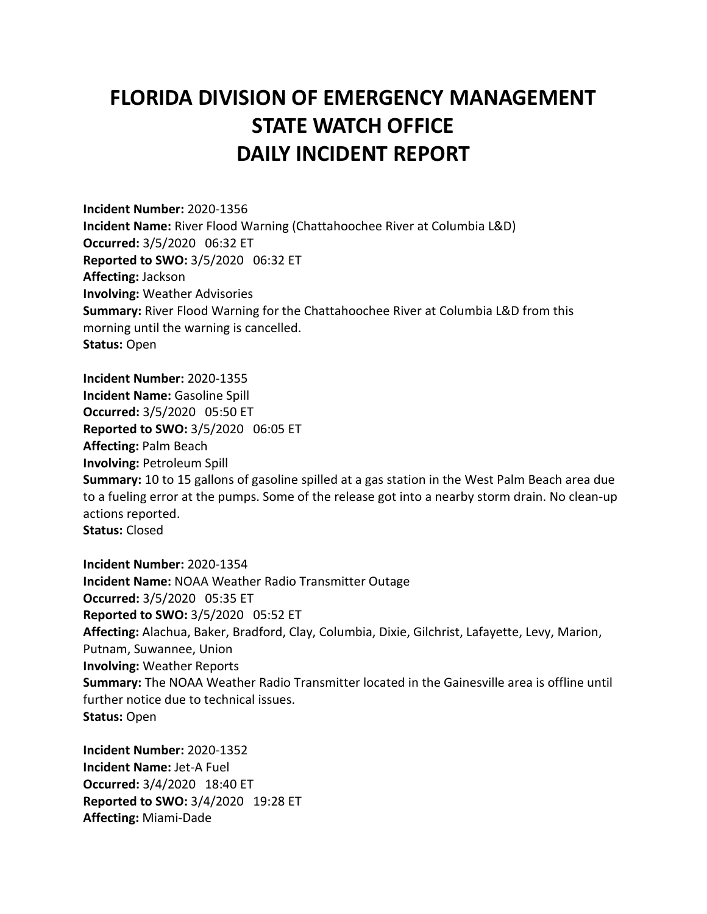# FLORIDA DIVISION OF EMERGENCY MANAGEMENT
# STATE WATCH OFFICE
# DAILY INCIDENT REPORT

**Incident Number:** 2020-1356
**Incident Name:** River Flood Warning (Chattahoochee River at Columbia L&D)
**Occurred:** 3/5/2020 06:32 ET
**Reported to SWO:** 3/5/2020 06:32 ET
**Affecting:** Jackson
**Involving:** Weather Advisories
**Summary:** River Flood Warning for the Chattahoochee River at Columbia L&D from this morning until the warning is cancelled.
**Status:** Open

**Incident Number:** 2020-1355
**Incident Name:** Gasoline Spill
**Occurred:** 3/5/2020 05:50 ET
**Reported to SWO:** 3/5/2020 06:05 ET
**Affecting:** Palm Beach
**Involving:** Petroleum Spill
**Summary:** 10 to 15 gallons of gasoline spilled at a gas station in the West Palm Beach area due to a fueling error at the pumps. Some of the release got into a nearby storm drain. No clean-up actions reported.
**Status:** Closed

**Incident Number:** 2020-1354
**Incident Name:** NOAA Weather Radio Transmitter Outage
**Occurred:** 3/5/2020 05:35 ET
**Reported to SWO:** 3/5/2020 05:52 ET
**Affecting:** Alachua, Baker, Bradford, Clay, Columbia, Dixie, Gilchrist, Lafayette, Levy, Marion, Putnam, Suwannee, Union
**Involving:** Weather Reports
**Summary:** The NOAA Weather Radio Transmitter located in the Gainesville area is offline until further notice due to technical issues.
**Status:** Open

**Incident Number:** 2020-1352
**Incident Name:** Jet-A Fuel
**Occurred:** 3/4/2020 18:40 ET
**Reported to SWO:** 3/4/2020 19:28 ET
**Affecting:** Miami-Dade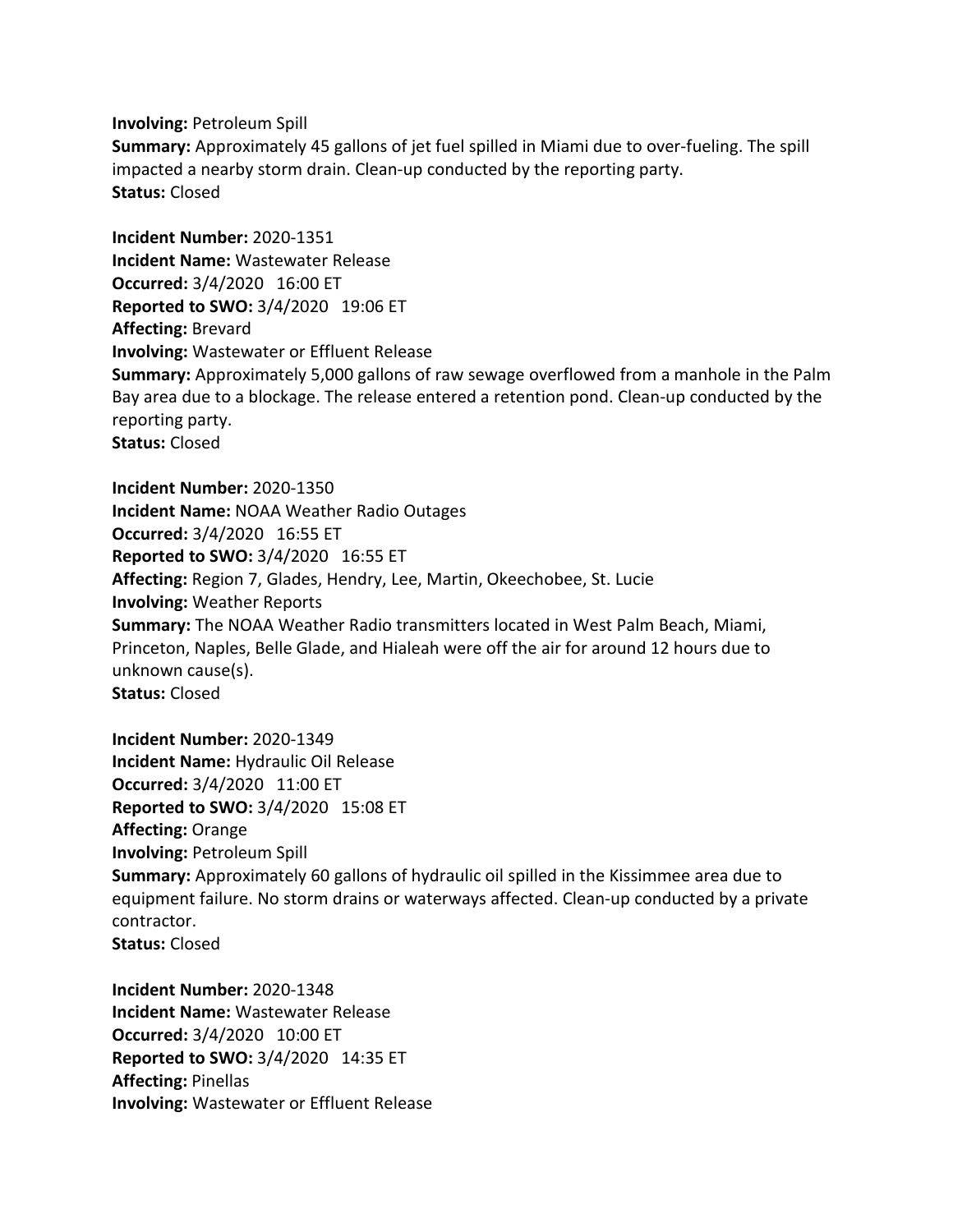**Involving:** Petroleum Spill
**Summary:** Approximately 45 gallons of jet fuel spilled in Miami due to over-fueling. The spill impacted a nearby storm drain. Clean-up conducted by the reporting party.
**Status:** Closed

**Incident Number:** 2020-1351
**Incident Name:** Wastewater Release
**Occurred:** 3/4/2020 16:00 ET
**Reported to SWO:** 3/4/2020 19:06 ET
**Affecting:** Brevard
**Involving:** Wastewater or Effluent Release
**Summary:** Approximately 5,000 gallons of raw sewage overflowed from a manhole in the Palm Bay area due to a blockage. The release entered a retention pond. Clean-up conducted by the reporting party.
**Status:** Closed

**Incident Number:** 2020-1350
**Incident Name:** NOAA Weather Radio Outages
**Occurred:** 3/4/2020 16:55 ET
**Reported to SWO:** 3/4/2020 16:55 ET
**Affecting:** Region 7, Glades, Hendry, Lee, Martin, Okeechobee, St. Lucie
**Involving:** Weather Reports
**Summary:** The NOAA Weather Radio transmitters located in West Palm Beach, Miami, Princeton, Naples, Belle Glade, and Hialeah were off the air for around 12 hours due to unknown cause(s).
**Status:** Closed

**Incident Number:** 2020-1349
**Incident Name:** Hydraulic Oil Release
**Occurred:** 3/4/2020 11:00 ET
**Reported to SWO:** 3/4/2020 15:08 ET
**Affecting:** Orange
**Involving:** Petroleum Spill
**Summary:** Approximately 60 gallons of hydraulic oil spilled in the Kissimmee area due to equipment failure. No storm drains or waterways affected. Clean-up conducted by a private contractor.
**Status:** Closed

**Incident Number:** 2020-1348
**Incident Name:** Wastewater Release
**Occurred:** 3/4/2020 10:00 ET
**Reported to SWO:** 3/4/2020 14:35 ET
**Affecting:** Pinellas
**Involving:** Wastewater or Effluent Release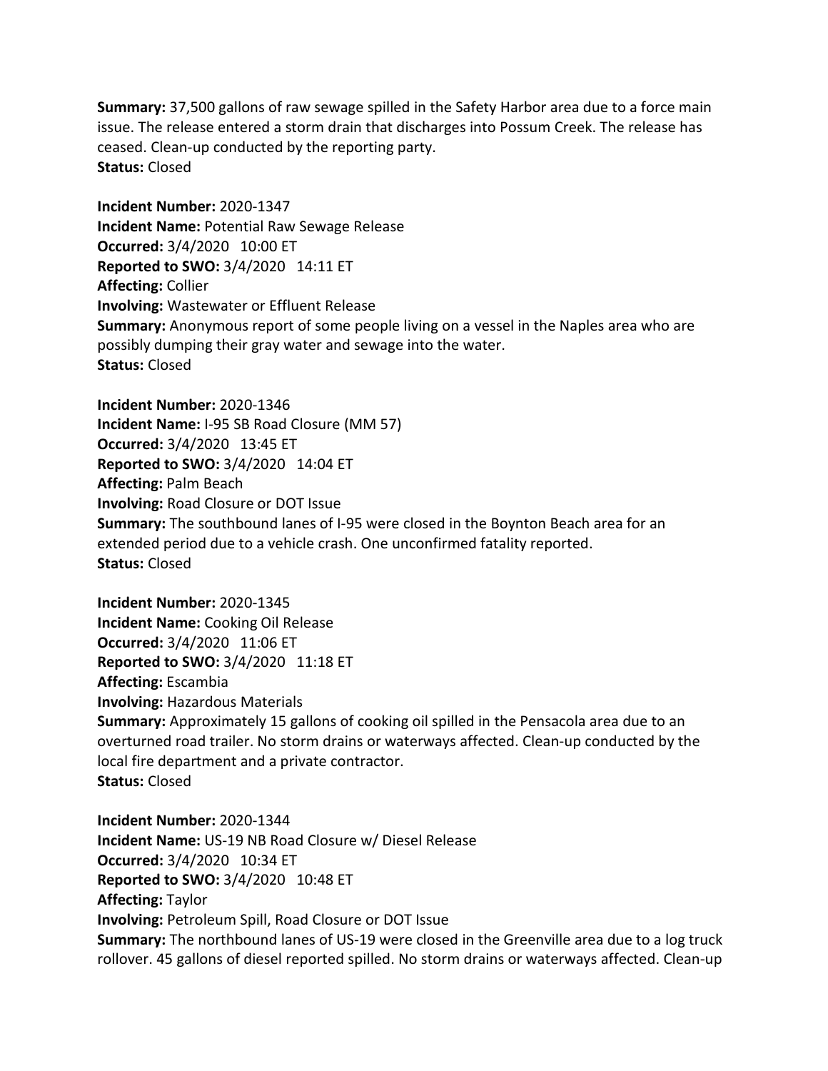**Summary:** 37,500 gallons of raw sewage spilled in the Safety Harbor area due to a force main issue. The release entered a storm drain that discharges into Possum Creek. The release has ceased. Clean-up conducted by the reporting party.
**Status:** Closed

**Incident Number:** 2020-1347
**Incident Name:** Potential Raw Sewage Release
**Occurred:** 3/4/2020 10:00 ET
**Reported to SWO:** 3/4/2020 14:11 ET
**Affecting:** Collier
**Involving:** Wastewater or Effluent Release
**Summary:** Anonymous report of some people living on a vessel in the Naples area who are possibly dumping their gray water and sewage into the water.
**Status:** Closed

**Incident Number:** 2020-1346
**Incident Name:** I-95 SB Road Closure (MM 57)
**Occurred:** 3/4/2020 13:45 ET
**Reported to SWO:** 3/4/2020 14:04 ET
**Affecting:** Palm Beach
**Involving:** Road Closure or DOT Issue
**Summary:** The southbound lanes of I-95 were closed in the Boynton Beach area for an extended period due to a vehicle crash. One unconfirmed fatality reported.
**Status:** Closed

**Incident Number:** 2020-1345
**Incident Name:** Cooking Oil Release
**Occurred:** 3/4/2020 11:06 ET
**Reported to SWO:** 3/4/2020 11:18 ET
**Affecting:** Escambia
**Involving:** Hazardous Materials
**Summary:** Approximately 15 gallons of cooking oil spilled in the Pensacola area due to an overturned road trailer. No storm drains or waterways affected. Clean-up conducted by the local fire department and a private contractor.
**Status:** Closed

**Incident Number:** 2020-1344
**Incident Name:** US-19 NB Road Closure w/ Diesel Release
**Occurred:** 3/4/2020 10:34 ET
**Reported to SWO:** 3/4/2020 10:48 ET
**Affecting:** Taylor
**Involving:** Petroleum Spill, Road Closure or DOT Issue
**Summary:** The northbound lanes of US-19 were closed in the Greenville area due to a log truck rollover. 45 gallons of diesel reported spilled. No storm drains or waterways affected. Clean-up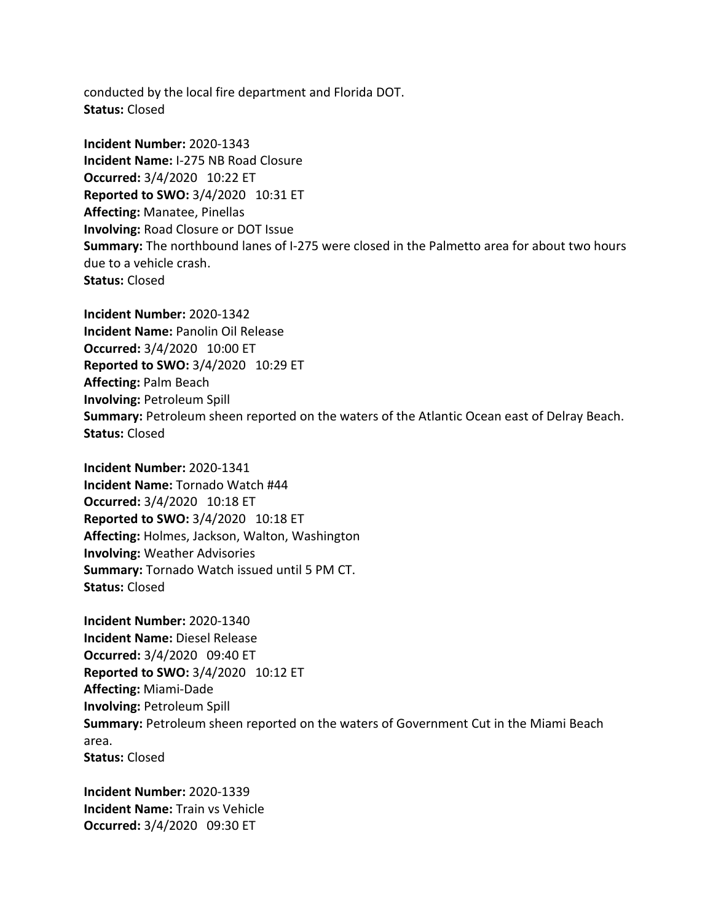conducted by the local fire department and Florida DOT.
**Status:** Closed

**Incident Number:** 2020-1343
**Incident Name:** I-275 NB Road Closure
**Occurred:** 3/4/2020 10:22 ET
**Reported to SWO:** 3/4/2020 10:31 ET
**Affecting:** Manatee, Pinellas
**Involving:** Road Closure or DOT Issue
**Summary:** The northbound lanes of I-275 were closed in the Palmetto area for about two hours due to a vehicle crash.
**Status:** Closed

**Incident Number:** 2020-1342
**Incident Name:** Panolin Oil Release
**Occurred:** 3/4/2020 10:00 ET
**Reported to SWO:** 3/4/2020 10:29 ET
**Affecting:** Palm Beach
**Involving:** Petroleum Spill
**Summary:** Petroleum sheen reported on the waters of the Atlantic Ocean east of Delray Beach.
**Status:** Closed

**Incident Number:** 2020-1341
**Incident Name:** Tornado Watch #44
**Occurred:** 3/4/2020 10:18 ET
**Reported to SWO:** 3/4/2020 10:18 ET
**Affecting:** Holmes, Jackson, Walton, Washington
**Involving:** Weather Advisories
**Summary:** Tornado Watch issued until 5 PM CT.
**Status:** Closed

**Incident Number:** 2020-1340
**Incident Name:** Diesel Release
**Occurred:** 3/4/2020 09:40 ET
**Reported to SWO:** 3/4/2020 10:12 ET
**Affecting:** Miami-Dade
**Involving:** Petroleum Spill
**Summary:** Petroleum sheen reported on the waters of Government Cut in the Miami Beach area.
**Status:** Closed

**Incident Number:** 2020-1339
**Incident Name:** Train vs Vehicle
**Occurred:** 3/4/2020 09:30 ET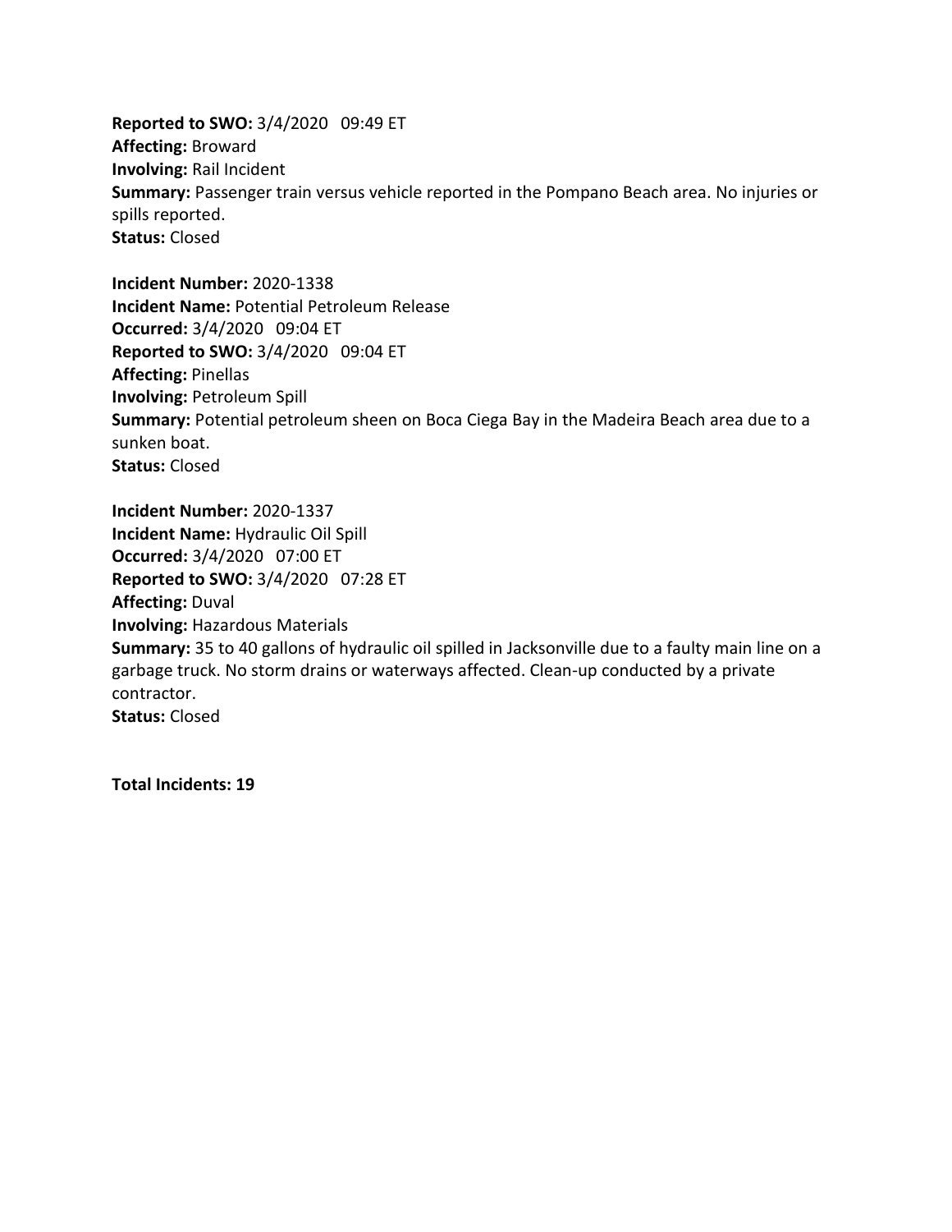**Reported to SWO:** 3/4/2020 09:49 ET
**Affecting:** Broward
**Involving:** Rail Incident
**Summary:** Passenger train versus vehicle reported in the Pompano Beach area. No injuries or spills reported.
**Status:** Closed

**Incident Number:** 2020-1338
**Incident Name:** Potential Petroleum Release
**Occurred:** 3/4/2020 09:04 ET
**Reported to SWO:** 3/4/2020 09:04 ET
**Affecting:** Pinellas
**Involving:** Petroleum Spill
**Summary:** Potential petroleum sheen on Boca Ciega Bay in the Madeira Beach area due to a sunken boat.
**Status:** Closed

**Incident Number:** 2020-1337
**Incident Name:** Hydraulic Oil Spill
**Occurred:** 3/4/2020 07:00 ET
**Reported to SWO:** 3/4/2020 07:28 ET
**Affecting:** Duval
**Involving:** Hazardous Materials
**Summary:** 35 to 40 gallons of hydraulic oil spilled in Jacksonville due to a faulty main line on a garbage truck. No storm drains or waterways affected. Clean-up conducted by a private contractor.
**Status:** Closed

**Total Incidents: 19**